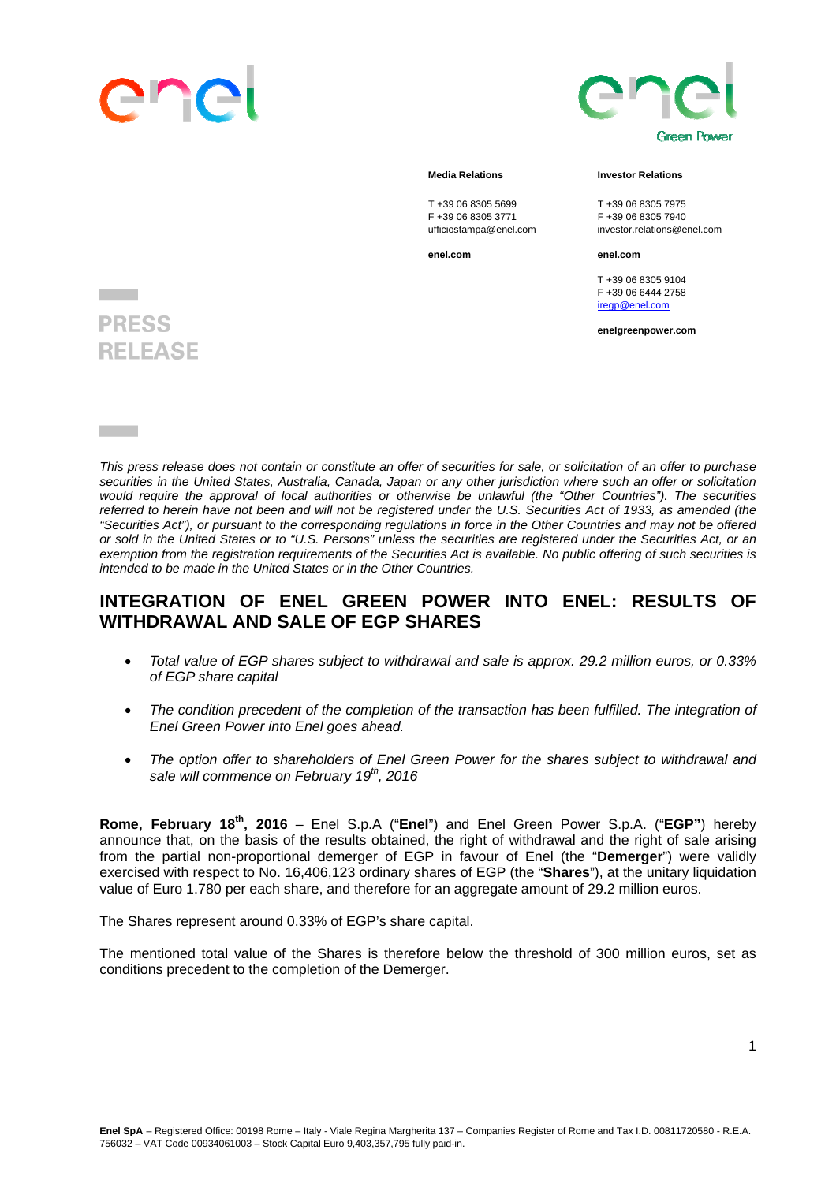Media Relations

T +39 06 8305 5699
F +39 06 8305 3771
ufficiostampa@enel.com

**enel.com**

Investor Relations

T +39 06 8305 7975
F +39 06 8305 7940
investor.relations@enel.com

**enel.com**

T +39 06 8305 9104
F +39 06 6444 2758
iregp@enel.com

**enelgreenpower.com**

PRESS RELEASE

*This press release does not contain or constitute an offer of securities for sale, or solicitation of an offer to purchase securities in the United States, Australia, Canada, Japan or any other jurisdiction where such an offer or solicitation would require the approval of local authorities or otherwise be unlawful (the "Other Countries"). The securities referred to herein have not been and will not be registered under the U.S. Securities Act of 1933, as amended (the "Securities Act"), or pursuant to the corresponding regulations in force in the Other Countries and may not be offered or sold in the United States or to "U.S. Persons" unless the securities are registered under the Securities Act, or an exemption from the registration requirements of the Securities Act is available. No public offering of such securities is intended to be made in the United States or in the Other Countries.*

# INTEGRATION OF ENEL GREEN POWER INTO ENEL: RESULTS OF WITHDRAWAL AND SALE OF EGP SHARES

- *Total value of EGP shares subject to withdrawal and sale is approx. 29.2 million euros, or 0.33% of EGP share capital*
- *The condition precedent of the completion of the transaction has been fulfilled. The integration of Enel Green Power into Enel goes ahead.*
- *The option offer to shareholders of Enel Green Power for the shares subject to withdrawal and sale will commence on February 19th, 2016*

**Rome, February 18th, 2016** – Enel S.p.A ("**Enel**") and Enel Green Power S.p.A. ("**EGP"**) hereby announce that, on the basis of the results obtained, the right of withdrawal and the right of sale arising from the partial non-proportional demerger of EGP in favour of Enel (the "**Demerger**") were validly exercised with respect to No. 16,406,123 ordinary shares of EGP (the "**Shares**"), at the unitary liquidation value of Euro 1.780 per each share, and therefore for an aggregate amount of 29.2 million euros.

The Shares represent around 0.33% of EGP's share capital.

The mentioned total value of the Shares is therefore below the threshold of 300 million euros, set as conditions precedent to the completion of the Demerger.

**Enel SpA** – Registered Office: 00198 Rome – Italy - Viale Regina Margherita 137 – Companies Register of Rome and Tax I.D. 00811720580 - R.E.A. 756032 – VAT Code 00934061003 – Stock Capital Euro 9,403,357,795 fully paid-in.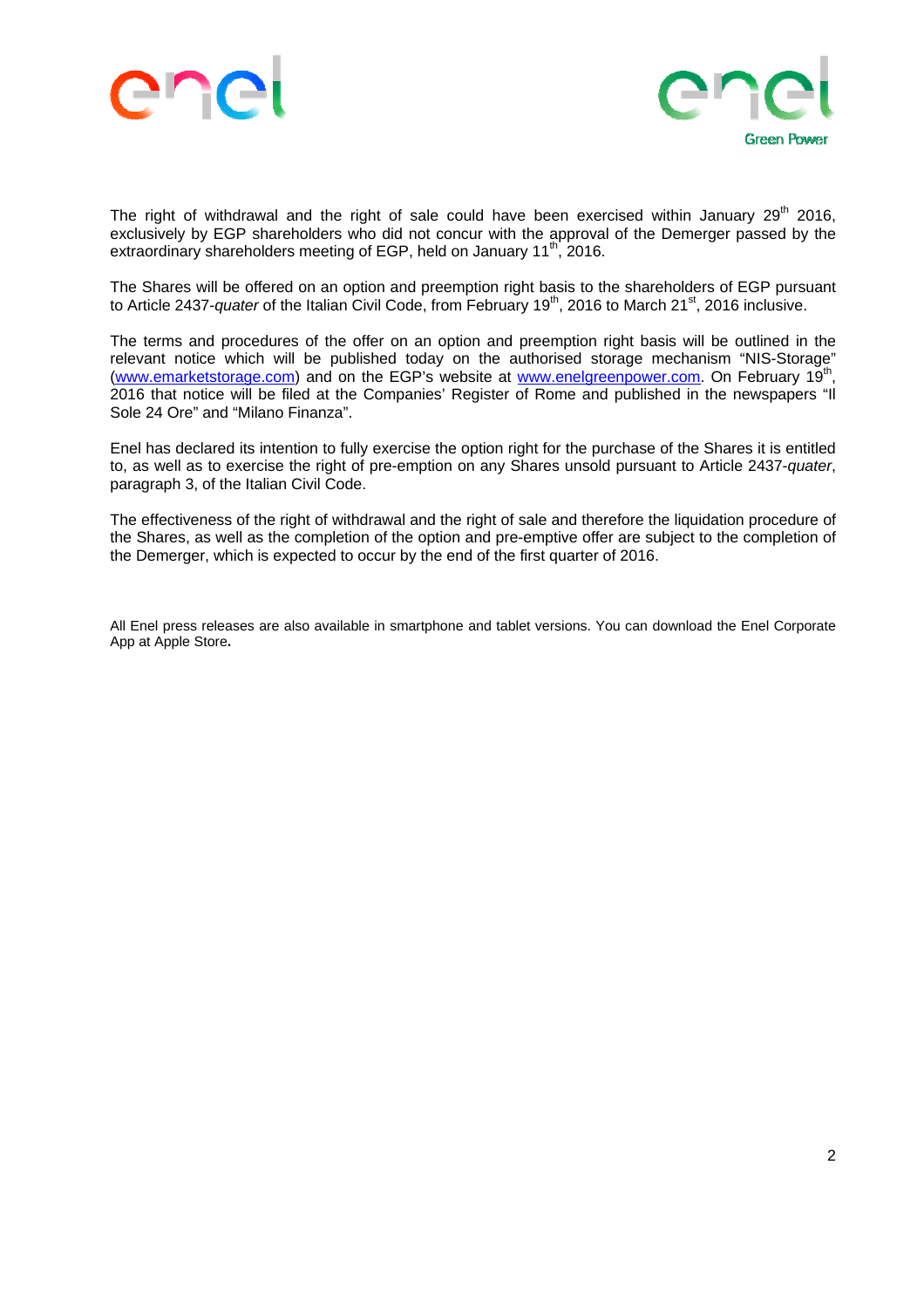The right of withdrawal and the right of sale could have been exercised within January 29th 2016, exclusively by EGP shareholders who did not concur with the approval of the Demerger passed by the extraordinary shareholders meeting of EGP, held on January 11th, 2016.

The Shares will be offered on an option and preemption right basis to the shareholders of EGP pursuant to Article 2437-*quater* of the Italian Civil Code, from February 19th, 2016 to March 21st, 2016 inclusive.

The terms and procedures of the offer on an option and preemption right basis will be outlined in the relevant notice which will be published today on the authorised storage mechanism "NIS-Storage" (www.emarketstorage.com) and on the EGP's website at www.enelgreenpower.com. On February 19th, 2016 that notice will be filed at the Companies' Register of Rome and published in the newspapers "Il Sole 24 Ore" and "Milano Finanza".

Enel has declared its intention to fully exercise the option right for the purchase of the Shares it is entitled to, as well as to exercise the right of pre-emption on any Shares unsold pursuant to Article 2437-*quater*, paragraph 3, of the Italian Civil Code.

The effectiveness of the right of withdrawal and the right of sale and therefore the liquidation procedure of the Shares, as well as the completion of the option and pre-emptive offer are subject to the completion of the Demerger, which is expected to occur by the end of the first quarter of 2016.

All Enel press releases are also available in smartphone and tablet versions. You can download the Enel Corporate App at Apple Store**.**